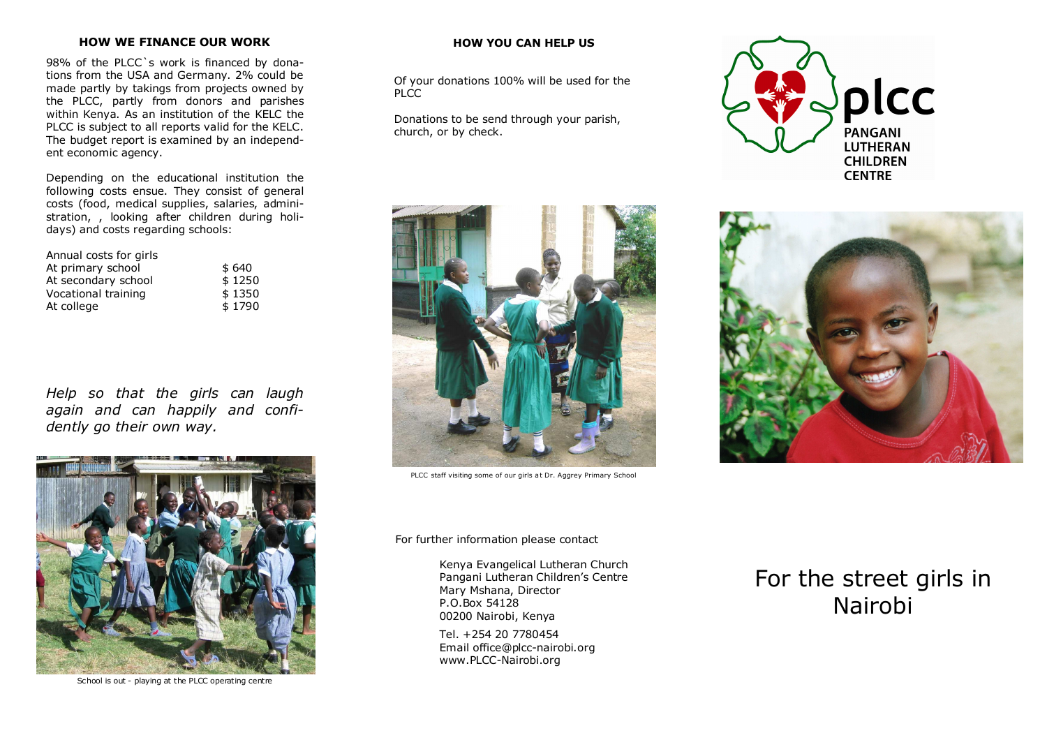## HOW WE FINANCE OUR WORK

98% of the PLCC`s work is financed by donations from the USA and Germany. 2% could be made partly by takings from projects owned by the PLCC, partly from donors and parishes within Kenya. As an institution of the KELC the PLCC is subject to all reports valid for the KELC. The budget report is examined by an independent economic agency.

Depending on the educational institution the following costs ensue. They consist of general costs (food, medical supplies, salaries, administration, , looking after children during holidays) and costs regarding schools:

| Annual costs for girls | |
|---|---|
| At primary school | \$ 640 |
| At secondary school | \$ 1250 |
| Vocational training | \$ 1350 |
| At college | \$ 1790 |

*Help so that the girls can laugh again and can happily and confidently go their own way.*

School is out - playing at the PLCC operating centre

## HOW YOU CAN HELP US

Of your donations 100% will be used for the PLCC

Donations to be send through your parish, church, or by check.

PLCC staff visiting some of our girls at Dr. Aggrey Primary School

For further information please contact

Kenya Evangelical Lutheran Church
Pangani Lutheran Children's Centre
Mary Mshana, Director
P.O.Box 54128
00200 Nairobi, Kenya

Tel. +254 20 7780454
Email office@plcc-nairobi.org
www.PLCC-Nairobi.org

**plcc**
**PANGANI LUTHERAN CHILDREN CENTRE**

# For the street girls in Nairobi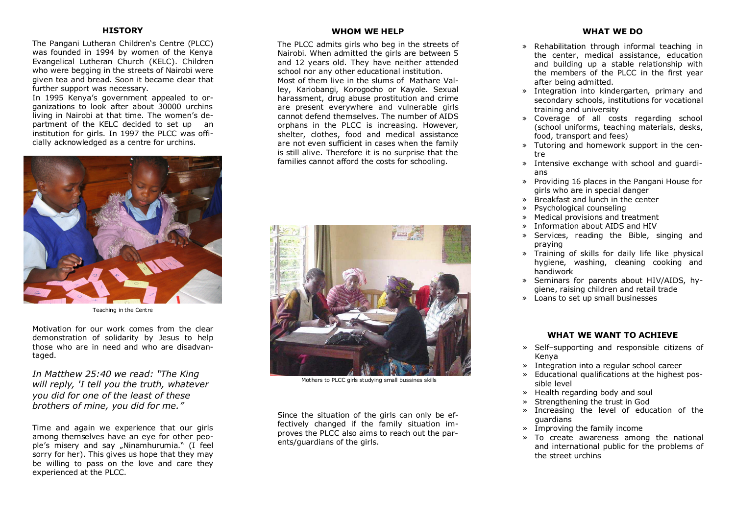## HISTORY

The Pangani Lutheran Children's Centre (PLCC) was founded in 1994 by women of the Kenya Evangelical Lutheran Church (KELC). Children who were begging in the streets of Nairobi were given tea and bread. Soon it became clear that further support was necessary.

In 1995 Kenya's government appealed to organizations to look after about 30000 urchins living in Nairobi at that time. The women's department of the KELC decided to set up an institution for girls. In 1997 the PLCC was officially acknowledged as a centre for urchins.

Teaching in the Centre

Motivation for our work comes from the clear demonstration of solidarity by Jesus to help those who are in need and who are disadvantaged.

*In Matthew 25:40 we read: "The King will reply, 'I tell you the truth, whatever you did for one of the least of these brothers of mine, you did for me."*

Time and again we experience that our girls among themselves have an eye for other people's misery and say „Ninamhurumia." (I feel sorry for her). This gives us hope that they may be willing to pass on the love and care they experienced at the PLCC.

## WHOM WE HELP

The PLCC admits girls who beg in the streets of Nairobi. When admitted the girls are between 5 and 12 years old. They have neither attended school nor any other educational institution.

Most of them live in the slums of Mathare Valley, Kariobangi, Korogocho or Kayole. Sexual harassment, drug abuse prostitution and crime are present everywhere and vulnerable girls cannot defend themselves. The number of AIDS orphans in the PLCC is increasing. However, shelter, clothes, food and medical assistance are not even sufficient in cases when the family is still alive. Therefore it is no surprise that the families cannot afford the costs for schooling.

Mothers to PLCC girls studying small bussines skills

Since the situation of the girls can only be effectively changed if the family situation improves the PLCC also aims to reach out the parents/guardians of the girls.

## WHAT WE DO

- Rehabilitation through informal teaching in the center, medical assistance, education and building up a stable relationship with the members of the PLCC in the first year after being admitted.
- Integration into kindergarten, primary and secondary schools, institutions for vocational training and university
- Coverage of all costs regarding school (school uniforms, teaching materials, desks, food, transport and fees)
- Tutoring and homework support in the centre
- Intensive exchange with school and guardians
- Providing 16 places in the Pangani House for girls who are in special danger
- Breakfast and lunch in the center
- Psychological counseling
- Medical provisions and treatment
- Information about AIDS and HIV
- Services, reading the Bible, singing and praying
- Training of skills for daily life like physical hygiene, washing, cleaning cooking and handiwork
- Seminars for parents about HIV/AIDS, hygiene, raising children and retail trade
- Loans to set up small businesses

## WHAT WE WANT TO ACHIEVE

- Self–supporting and responsible citizens of Kenya
- Integration into a regular school career
- Educational qualifications at the highest possible level
- Health regarding body and soul
- Strengthening the trust in God
- Increasing the level of education of the guardians
- Improving the family income
- To create awareness among the national and international public for the problems of the street urchins